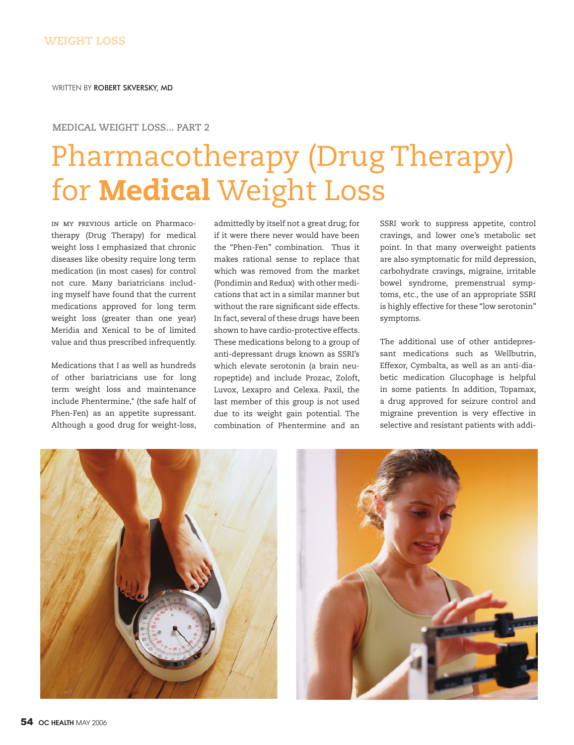WEIGHT LOSS

WRITTEN BY **ROBERT SKVERSKY, MD**

MEDICAL WEIGHT LOSS... PART 2

# Pharmacotherapy (Drug Therapy) for **Medical** Weight Loss

IN MY PREVIOUS article on Pharmacotherapy (Drug Therapy) for medical weight loss I emphasized that chronic diseases like obesity require long term medication (in most cases) for control not cure. Many bariatricians including myself have found that the current medications approved for long term weight loss (greater than one year) Meridia and Xenical to be of limited value and thus prescribed infrequently.

Medications that I as well as hundreds of other bariatricians use for long term weight loss and maintenance include Phentermine,* (the safe half of Phen-Fen) as an appetite supressant. Although a good drug for weight-loss, admittedly by itself not a great drug; for if it were there never would have been the "Phen-Fen" combination. Thus it makes rational sense to replace that which was removed from the market (Pondimin and Redux) with other medications that act in a similar manner but without the rare significant side effects. In fact, several of these drugs have been shown to have cardio-protective effects. These medications belong to a group of anti-depressant drugs known as SSRI's which elevate serotonin (a brain neuropeptide) and include Prozac, Zoloft, Luvox, Lexapro and Celexa. Paxil, the last member of this group is not used due to its weight gain potential. The combination of Phentermine and an SSRI work to suppress appetite, control cravings, and lower one's metabolic set point. In that many overweight patients are also symptomatic for mild depression, carbohydrate cravings, migraine, irritable bowel syndrome, premenstrual symptoms, etc., the use of an appropriate SSRI is highly effective for these "low serotonin" symptoms.

The additional use of other antidepressant medications such as Wellbutrin, Effexor, Cymbalta, as well as an anti-diabetic medication Glucophage is helpful in some patients. In addition, Topamax, a drug approved for seizure control and migraine prevention is very effective in selective and resistant patients with addi-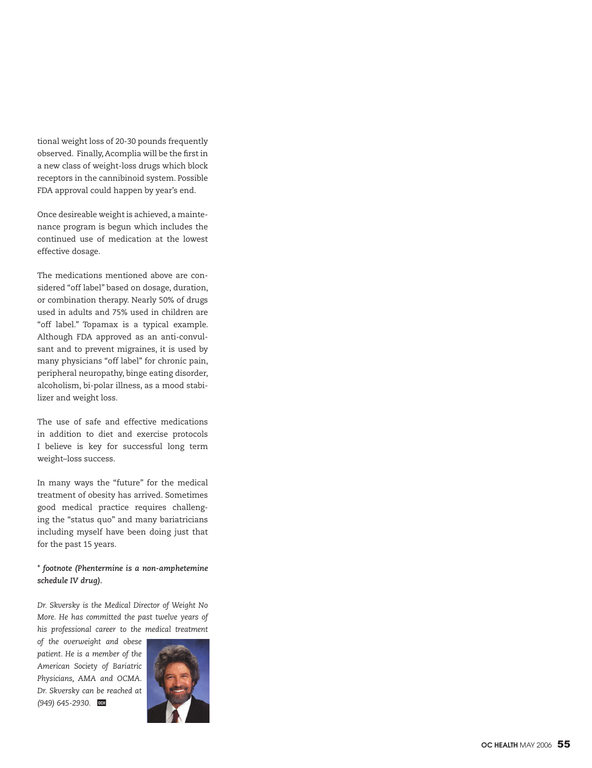tional weight loss of 20-30 pounds frequently observed. Finally, Acomplia will be the first in a new class of weight-loss drugs which block receptors in the cannibinoid system. Possible FDA approval could happen by year's end.

Once desireable weight is achieved, a maintenance program is begun which includes the continued use of medication at the lowest effective dosage.

The medications mentioned above are considered "off label" based on dosage, duration, or combination therapy. Nearly 50% of drugs used in adults and 75% used in children are "off label." Topamax is a typical example. Although FDA approved as an anti-convulsant and to prevent migraines, it is used by many physicians "off label" for chronic pain, peripheral neuropathy, binge eating disorder, alcoholism, bi-polar illness, as a mood stabilizer and weight loss.

The use of safe and effective medications in addition to diet and exercise protocols I believe is key for successful long term weight–loss success.

In many ways the "future" for the medical treatment of obesity has arrived. Sometimes good medical practice requires challenging the "status quo" and many bariatricians including myself have been doing just that for the past 15 years.

***\* footnote (Phentermine is a non-amphetemine schedule IV drug).***

*Dr. Skversky is the Medical Director of Weight No More. He has committed the past twelve years of his professional career to the medical treatment of the overweight and obese patient. He is a member of the American Society of Bariatric Physicians, AMA and OCMA. Dr. Skversky can be reached at (949) 645-2930.*